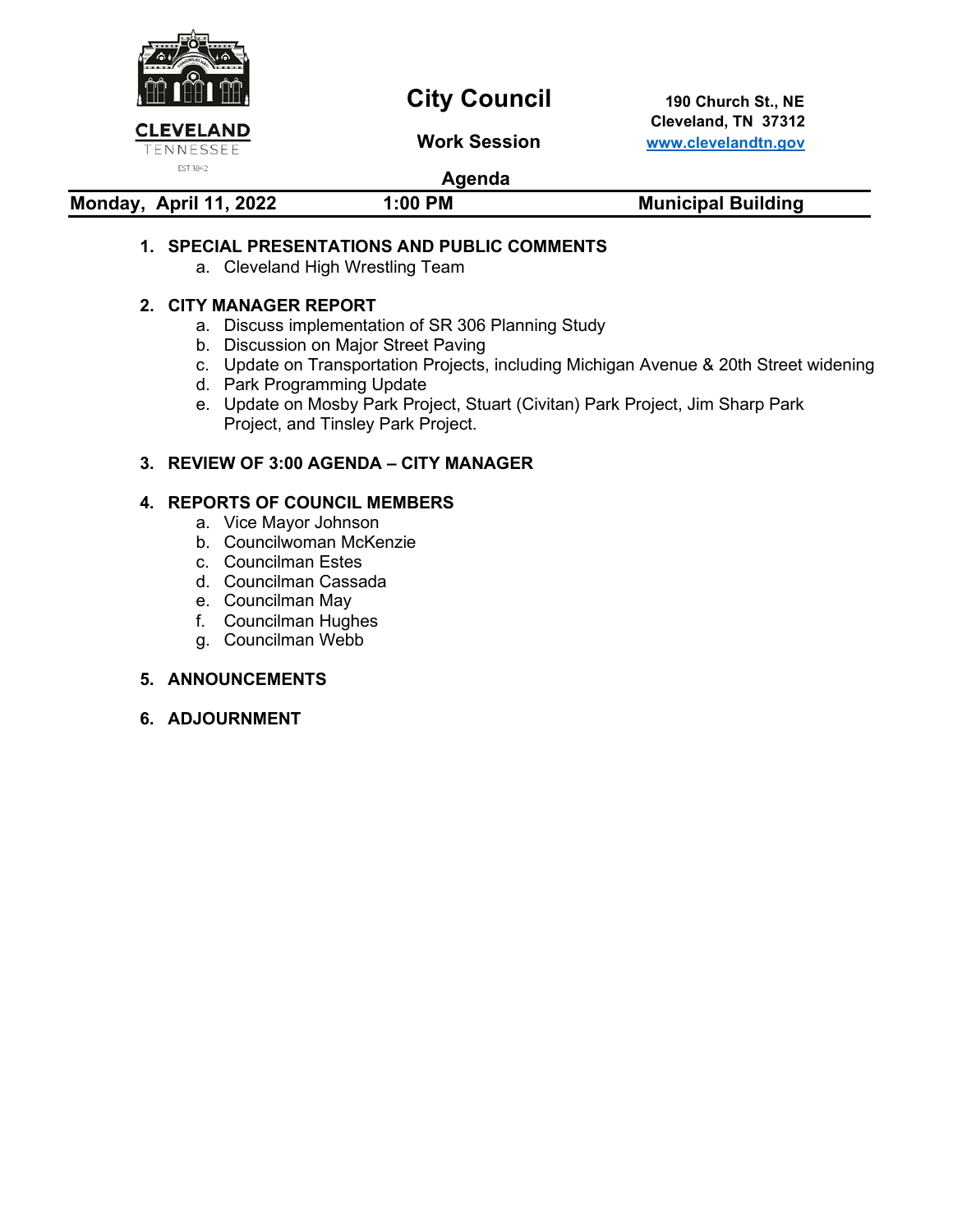CLEVELAND
TENNESSEE
EST. 1842

# City Council

## Work Session

## Agenda

190 Church St., NE
Cleveland, TN 37312
www.clevelandtn.gov

**Monday, April 11, 2022** | **1:00 PM** | **Municipal Building**

1. **SPECIAL PRESENTATIONS AND PUBLIC COMMENTS**
   a. Cleveland High Wrestling Team

2. **CITY MANAGER REPORT**
   a. Discuss implementation of SR 306 Planning Study
   b. Discussion on Major Street Paving
   c. Update on Transportation Projects, including Michigan Avenue & 20th Street widening
   d. Park Programming Update
   e. Update on Mosby Park Project, Stuart (Civitan) Park Project, Jim Sharp Park Project, and Tinsley Park Project.

3. **REVIEW OF 3:00 AGENDA – CITY MANAGER**

4. **REPORTS OF COUNCIL MEMBERS**
   a. Vice Mayor Johnson
   b. Councilwoman McKenzie
   c. Councilman Estes
   d. Councilman Cassada
   e. Councilman May
   f. Councilman Hughes
   g. Councilman Webb

5. **ANNOUNCEMENTS**

6. **ADJOURNMENT**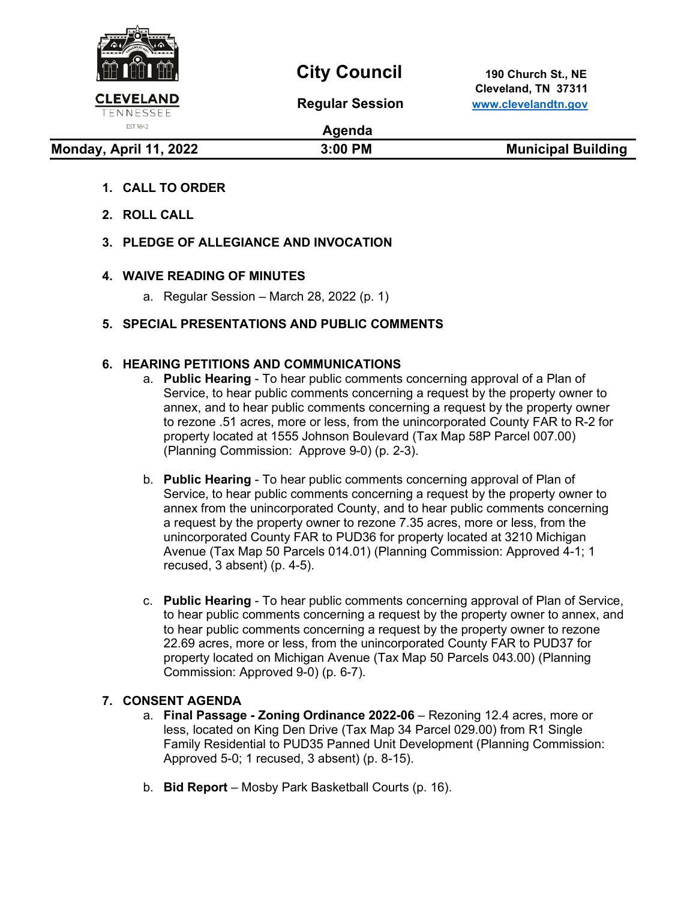# City Council

## Regular Session

## Agenda

CLEVELAND TENNESSEE EST 1842

190 Church St., NE
Cleveland, TN 37311
www.clevelandtn.gov

**Monday, April 11, 2022** | **3:00 PM** | **Municipal Building**

1. **CALL TO ORDER**
2. **ROLL CALL**
3. **PLEDGE OF ALLEGIANCE AND INVOCATION**
4. **WAIVE READING OF MINUTES**
   a. Regular Session – March 28, 2022 (p. 1)
5. **SPECIAL PRESENTATIONS AND PUBLIC COMMENTS**
6. **HEARING PETITIONS AND COMMUNICATIONS**
   a. **Public Hearing** - To hear public comments concerning approval of a Plan of Service, to hear public comments concerning a request by the property owner to annex, and to hear public comments concerning a request by the property owner to rezone .51 acres, more or less, from the unincorporated County FAR to R-2 for property located at 1555 Johnson Boulevard (Tax Map 58P Parcel 007.00) (Planning Commission: Approve 9-0) (p. 2-3).

   b. **Public Hearing** - To hear public comments concerning approval of Plan of Service, to hear public comments concerning a request by the property owner to annex from the unincorporated County, and to hear public comments concerning a request by the property owner to rezone 7.35 acres, more or less, from the unincorporated County FAR to PUD36 for property located at 3210 Michigan Avenue (Tax Map 50 Parcels 014.01) (Planning Commission: Approved 4-1; 1 recused, 3 absent) (p. 4-5).

   c. **Public Hearing** - To hear public comments concerning approval of Plan of Service, to hear public comments concerning a request by the property owner to annex, and to hear public comments concerning a request by the property owner to rezone 22.69 acres, more or less, from the unincorporated County FAR to PUD37 for property located on Michigan Avenue (Tax Map 50 Parcels 043.00) (Planning Commission: Approved 9-0) (p. 6-7).
7. **CONSENT AGENDA**
   a. **Final Passage - Zoning Ordinance 2022-06** – Rezoning 12.4 acres, more or less, located on King Den Drive (Tax Map 34 Parcel 029.00) from R1 Single Family Residential to PUD35 Panned Unit Development (Planning Commission: Approved 5-0; 1 recused, 3 absent) (p. 8-15).

   b. **Bid Report** – Mosby Park Basketball Courts (p. 16).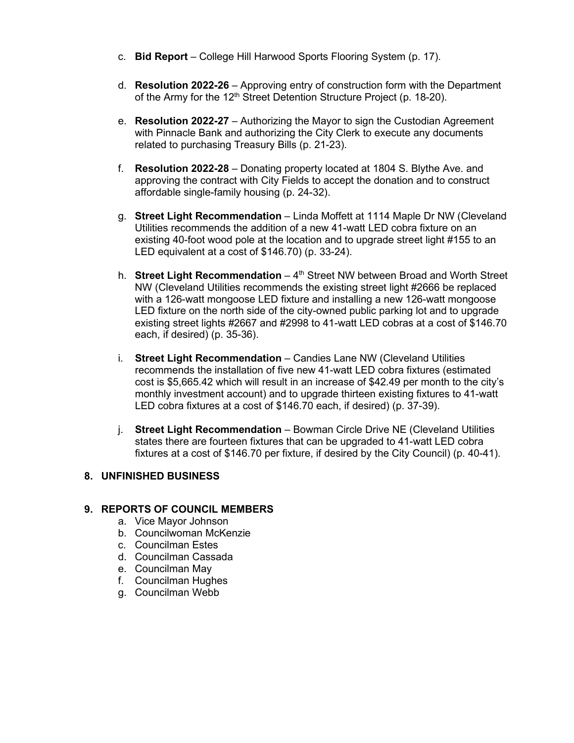c. **Bid Report** – College Hill Harwood Sports Flooring System (p. 17).

d. **Resolution 2022-26** – Approving entry of construction form with the Department of the Army for the 12th Street Detention Structure Project (p. 18-20).

e. **Resolution 2022-27** – Authorizing the Mayor to sign the Custodian Agreement with Pinnacle Bank and authorizing the City Clerk to execute any documents related to purchasing Treasury Bills (p. 21-23).

f. **Resolution 2022-28** – Donating property located at 1804 S. Blythe Ave. and approving the contract with City Fields to accept the donation and to construct affordable single-family housing (p. 24-32).

g. **Street Light Recommendation** – Linda Moffett at 1114 Maple Dr NW (Cleveland Utilities recommends the addition of a new 41-watt LED cobra fixture on an existing 40-foot wood pole at the location and to upgrade street light #155 to an LED equivalent at a cost of $146.70) (p. 33-24).

h. **Street Light Recommendation** – 4th Street NW between Broad and Worth Street NW (Cleveland Utilities recommends the existing street light #2666 be replaced with a 126-watt mongoose LED fixture and installing a new 126-watt mongoose LED fixture on the north side of the city-owned public parking lot and to upgrade existing street lights #2667 and #2998 to 41-watt LED cobras at a cost of $146.70 each, if desired) (p. 35-36).

i. **Street Light Recommendation** – Candies Lane NW (Cleveland Utilities recommends the installation of five new 41-watt LED cobra fixtures (estimated cost is $5,665.42 which will result in an increase of $42.49 per month to the city's monthly investment account) and to upgrade thirteen existing fixtures to 41-watt LED cobra fixtures at a cost of $146.70 each, if desired) (p. 37-39).

j. **Street Light Recommendation** – Bowman Circle Drive NE (Cleveland Utilities states there are fourteen fixtures that can be upgraded to 41-watt LED cobra fixtures at a cost of $146.70 per fixture, if desired by the City Council) (p. 40-41).

## 8. UNFINISHED BUSINESS

## 9. REPORTS OF COUNCIL MEMBERS

a. Vice Mayor Johnson
b. Councilwoman McKenzie
c. Councilman Estes
d. Councilman Cassada
e. Councilman May
f. Councilman Hughes
g. Councilman Webb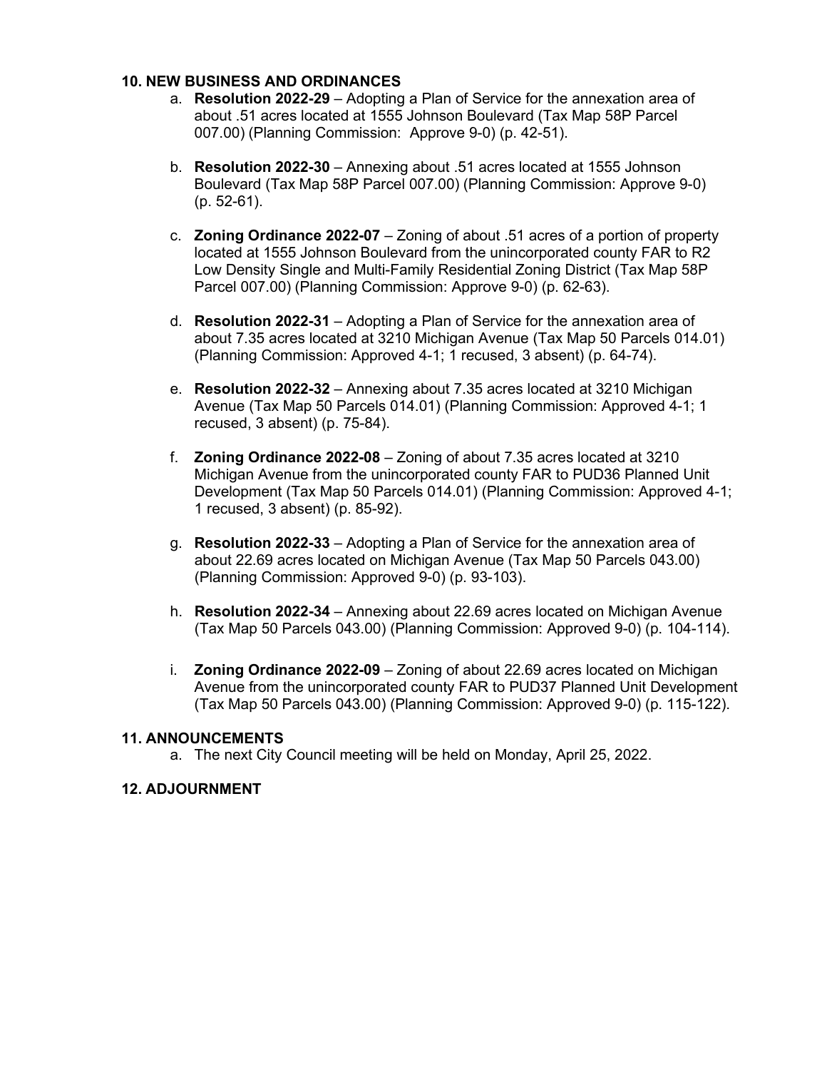## 10. NEW BUSINESS AND ORDINANCES

a. **Resolution 2022-29** – Adopting a Plan of Service for the annexation area of about .51 acres located at 1555 Johnson Boulevard (Tax Map 58P Parcel 007.00) (Planning Commission: Approve 9-0) (p. 42-51).

b. **Resolution 2022-30** – Annexing about .51 acres located at 1555 Johnson Boulevard (Tax Map 58P Parcel 007.00) (Planning Commission: Approve 9-0) (p. 52-61).

c. **Zoning Ordinance 2022-07** – Zoning of about .51 acres of a portion of property located at 1555 Johnson Boulevard from the unincorporated county FAR to R2 Low Density Single and Multi-Family Residential Zoning District (Tax Map 58P Parcel 007.00) (Planning Commission: Approve 9-0) (p. 62-63).

d. **Resolution 2022-31** – Adopting a Plan of Service for the annexation area of about 7.35 acres located at 3210 Michigan Avenue (Tax Map 50 Parcels 014.01) (Planning Commission: Approved 4-1; 1 recused, 3 absent) (p. 64-74).

e. **Resolution 2022-32** – Annexing about 7.35 acres located at 3210 Michigan Avenue (Tax Map 50 Parcels 014.01) (Planning Commission: Approved 4-1; 1 recused, 3 absent) (p. 75-84).

f. **Zoning Ordinance 2022-08** – Zoning of about 7.35 acres located at 3210 Michigan Avenue from the unincorporated county FAR to PUD36 Planned Unit Development (Tax Map 50 Parcels 014.01) (Planning Commission: Approved 4-1; 1 recused, 3 absent) (p. 85-92).

g. **Resolution 2022-33** – Adopting a Plan of Service for the annexation area of about 22.69 acres located on Michigan Avenue (Tax Map 50 Parcels 043.00) (Planning Commission: Approved 9-0) (p. 93-103).

h. **Resolution 2022-34** – Annexing about 22.69 acres located on Michigan Avenue (Tax Map 50 Parcels 043.00) (Planning Commission: Approved 9-0) (p. 104-114).

i. **Zoning Ordinance 2022-09** – Zoning of about 22.69 acres located on Michigan Avenue from the unincorporated county FAR to PUD37 Planned Unit Development (Tax Map 50 Parcels 043.00) (Planning Commission: Approved 9-0) (p. 115-122).

## 11. ANNOUNCEMENTS

a. The next City Council meeting will be held on Monday, April 25, 2022.

## 12. ADJOURNMENT